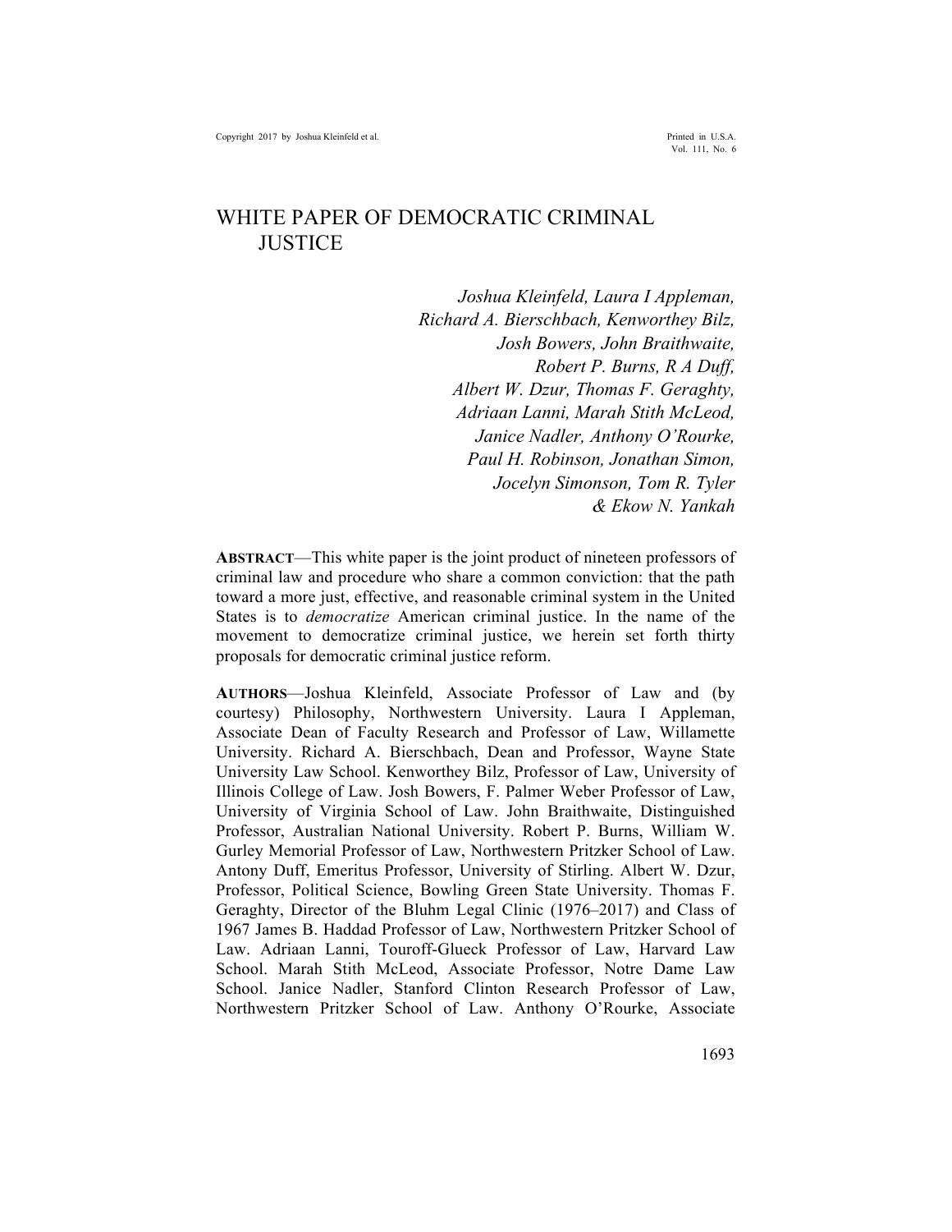# WHITE PAPER OF DEMOCRATIC CRIMINAL JUSTICE

*Joshua Kleinfeld, Laura I Appleman, Richard A. Bierschbach, Kenworthey Bilz, Josh Bowers, John Braithwaite, Robert P. Burns, R A Duff, Albert W. Dzur, Thomas F. Geraghty, Adriaan Lanni, Marah Stith McLeod, Janice Nadler, Anthony O'Rourke, Paul H. Robinson, Jonathan Simon, Jocelyn Simonson, Tom R. Tyler & Ekow N. Yankah*

**ABSTRACT**—This white paper is the joint product of nineteen professors of criminal law and procedure who share a common conviction: that the path toward a more just, effective, and reasonable criminal system in the United States is to *democratize* American criminal justice. In the name of the movement to democratize criminal justice, we herein set forth thirty proposals for democratic criminal justice reform.

**AUTHORS**—Joshua Kleinfeld, Associate Professor of Law and (by courtesy) Philosophy, Northwestern University. Laura I Appleman, Associate Dean of Faculty Research and Professor of Law, Willamette University. Richard A. Bierschbach, Dean and Professor, Wayne State University Law School. Kenworthey Bilz, Professor of Law, University of Illinois College of Law. Josh Bowers, F. Palmer Weber Professor of Law, University of Virginia School of Law. John Braithwaite, Distinguished Professor, Australian National University. Robert P. Burns, William W. Gurley Memorial Professor of Law, Northwestern Pritzker School of Law. Antony Duff, Emeritus Professor, University of Stirling. Albert W. Dzur, Professor, Political Science, Bowling Green State University. Thomas F. Geraghty, Director of the Bluhm Legal Clinic (1976–2017) and Class of 1967 James B. Haddad Professor of Law, Northwestern Pritzker School of Law. Adriaan Lanni, Touroff-Glueck Professor of Law, Harvard Law School. Marah Stith McLeod, Associate Professor, Notre Dame Law School. Janice Nadler, Stanford Clinton Research Professor of Law, Northwestern Pritzker School of Law. Anthony O'Rourke, Associate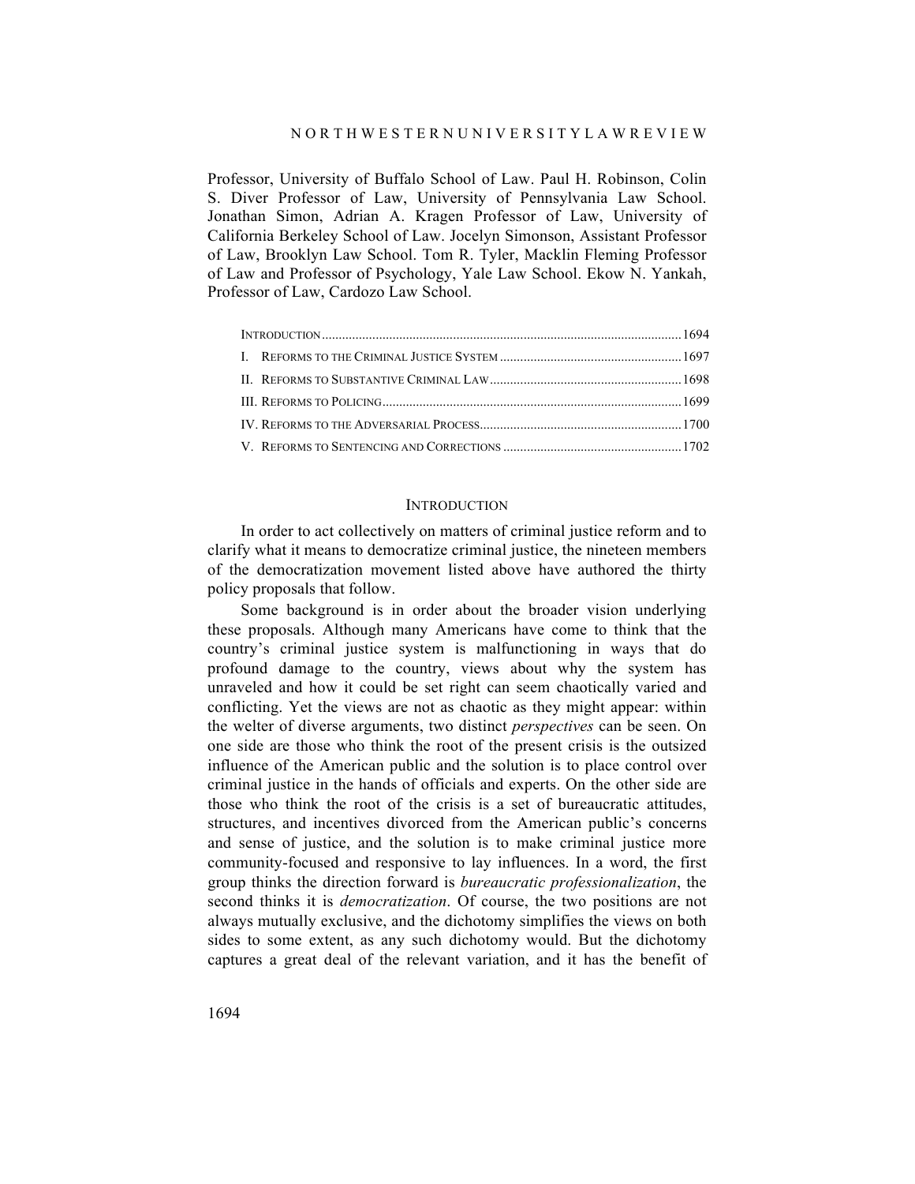Professor, University of Buffalo School of Law. Paul H. Robinson, Colin S. Diver Professor of Law, University of Pennsylvania Law School. Jonathan Simon, Adrian A. Kragen Professor of Law, University of California Berkeley School of Law. Jocelyn Simonson, Assistant Professor of Law, Brooklyn Law School. Tom R. Tyler, Macklin Fleming Professor of Law and Professor of Psychology, Yale Law School. Ekow N. Yankah, Professor of Law, Cardozo Law School.

- Introduction .......... 1694
- I. Reforms to the Criminal Justice System .......... 1697
- II. Reforms to Substantive Criminal Law .......... 1698
- III. Reforms to Policing .......... 1699
- IV. Reforms to the Adversarial Process .......... 1700
- V. Reforms to Sentencing and Corrections .......... 1702

## Introduction

In order to act collectively on matters of criminal justice reform and to clarify what it means to democratize criminal justice, the nineteen members of the democratization movement listed above have authored the thirty policy proposals that follow.

Some background is in order about the broader vision underlying these proposals. Although many Americans have come to think that the country's criminal justice system is malfunctioning in ways that do profound damage to the country, views about why the system has unraveled and how it could be set right can seem chaotically varied and conflicting. Yet the views are not as chaotic as they might appear: within the welter of diverse arguments, two distinct *perspectives* can be seen. On one side are those who think the root of the present crisis is the outsized influence of the American public and the solution is to place control over criminal justice in the hands of officials and experts. On the other side are those who think the root of the crisis is a set of bureaucratic attitudes, structures, and incentives divorced from the American public's concerns and sense of justice, and the solution is to make criminal justice more community-focused and responsive to lay influences. In a word, the first group thinks the direction forward is *bureaucratic professionalization*, the second thinks it is *democratization*. Of course, the two positions are not always mutually exclusive, and the dichotomy simplifies the views on both sides to some extent, as any such dichotomy would. But the dichotomy captures a great deal of the relevant variation, and it has the benefit of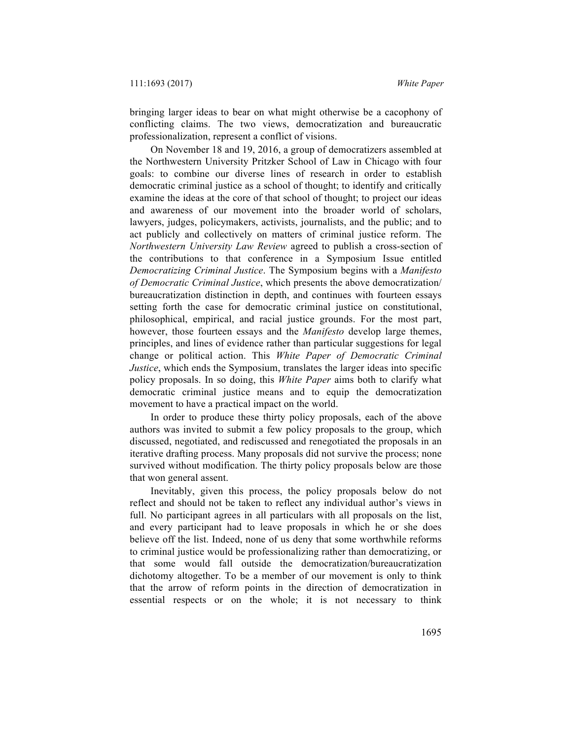bringing larger ideas to bear on what might otherwise be a cacophony of conflicting claims. The two views, democratization and bureaucratic professionalization, represent a conflict of visions.

On November 18 and 19, 2016, a group of democratizers assembled at the Northwestern University Pritzker School of Law in Chicago with four goals: to combine our diverse lines of research in order to establish democratic criminal justice as a school of thought; to identify and critically examine the ideas at the core of that school of thought; to project our ideas and awareness of our movement into the broader world of scholars, lawyers, judges, policymakers, activists, journalists, and the public; and to act publicly and collectively on matters of criminal justice reform. The *Northwestern University Law Review* agreed to publish a cross-section of the contributions to that conference in a Symposium Issue entitled *Democratizing Criminal Justice*. The Symposium begins with a *Manifesto of Democratic Criminal Justice*, which presents the above democratization/bureaucratization distinction in depth, and continues with fourteen essays setting forth the case for democratic criminal justice on constitutional, philosophical, empirical, and racial justice grounds. For the most part, however, those fourteen essays and the *Manifesto* develop large themes, principles, and lines of evidence rather than particular suggestions for legal change or political action. This *White Paper of Democratic Criminal Justice*, which ends the Symposium, translates the larger ideas into specific policy proposals. In so doing, this *White Paper* aims both to clarify what democratic criminal justice means and to equip the democratization movement to have a practical impact on the world.

In order to produce these thirty policy proposals, each of the above authors was invited to submit a few policy proposals to the group, which discussed, negotiated, and rediscussed and renegotiated the proposals in an iterative drafting process. Many proposals did not survive the process; none survived without modification. The thirty policy proposals below are those that won general assent.

Inevitably, given this process, the policy proposals below do not reflect and should not be taken to reflect any individual author's views in full. No participant agrees in all particulars with all proposals on the list, and every participant had to leave proposals in which he or she does believe off the list. Indeed, none of us deny that some worthwhile reforms to criminal justice would be professionalizing rather than democratizing, or that some would fall outside the democratization/bureaucratization dichotomy altogether. To be a member of our movement is only to think that the arrow of reform points in the direction of democratization in essential respects or on the whole; it is not necessary to think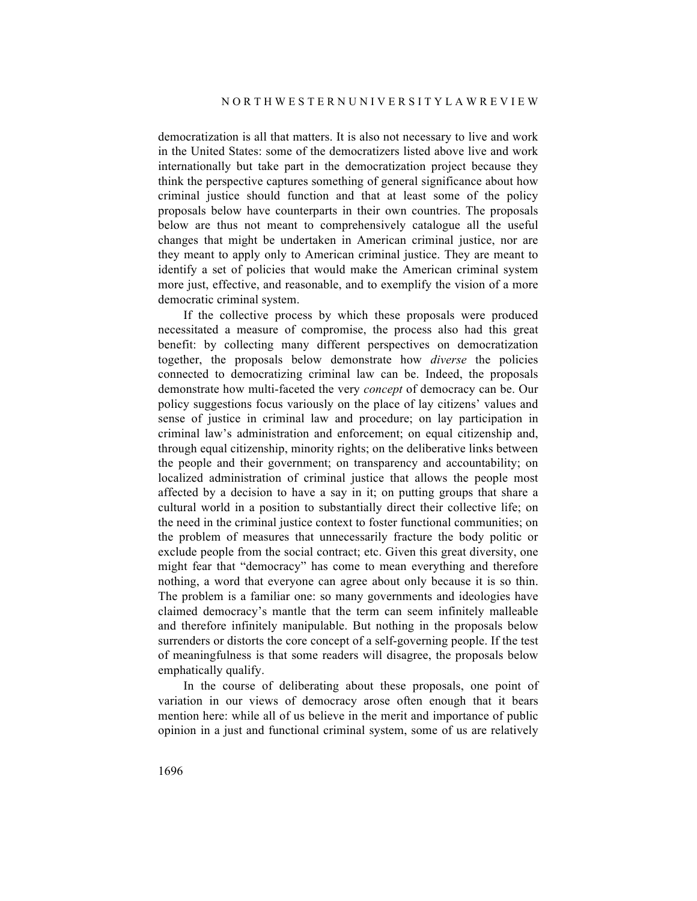democratization is all that matters. It is also not necessary to live and work in the United States: some of the democratizers listed above live and work internationally but take part in the democratization project because they think the perspective captures something of general significance about how criminal justice should function and that at least some of the policy proposals below have counterparts in their own countries. The proposals below are thus not meant to comprehensively catalogue all the useful changes that might be undertaken in American criminal justice, nor are they meant to apply only to American criminal justice. They are meant to identify a set of policies that would make the American criminal system more just, effective, and reasonable, and to exemplify the vision of a more democratic criminal system.

If the collective process by which these proposals were produced necessitated a measure of compromise, the process also had this great benefit: by collecting many different perspectives on democratization together, the proposals below demonstrate how *diverse* the policies connected to democratizing criminal law can be. Indeed, the proposals demonstrate how multi-faceted the very *concept* of democracy can be. Our policy suggestions focus variously on the place of lay citizens' values and sense of justice in criminal law and procedure; on lay participation in criminal law's administration and enforcement; on equal citizenship and, through equal citizenship, minority rights; on the deliberative links between the people and their government; on transparency and accountability; on localized administration of criminal justice that allows the people most affected by a decision to have a say in it; on putting groups that share a cultural world in a position to substantially direct their collective life; on the need in the criminal justice context to foster functional communities; on the problem of measures that unnecessarily fracture the body politic or exclude people from the social contract; etc. Given this great diversity, one might fear that "democracy" has come to mean everything and therefore nothing, a word that everyone can agree about only because it is so thin. The problem is a familiar one: so many governments and ideologies have claimed democracy's mantle that the term can seem infinitely malleable and therefore infinitely manipulable. But nothing in the proposals below surrenders or distorts the core concept of a self-governing people. If the test of meaningfulness is that some readers will disagree, the proposals below emphatically qualify.

In the course of deliberating about these proposals, one point of variation in our views of democracy arose often enough that it bears mention here: while all of us believe in the merit and importance of public opinion in a just and functional criminal system, some of us are relatively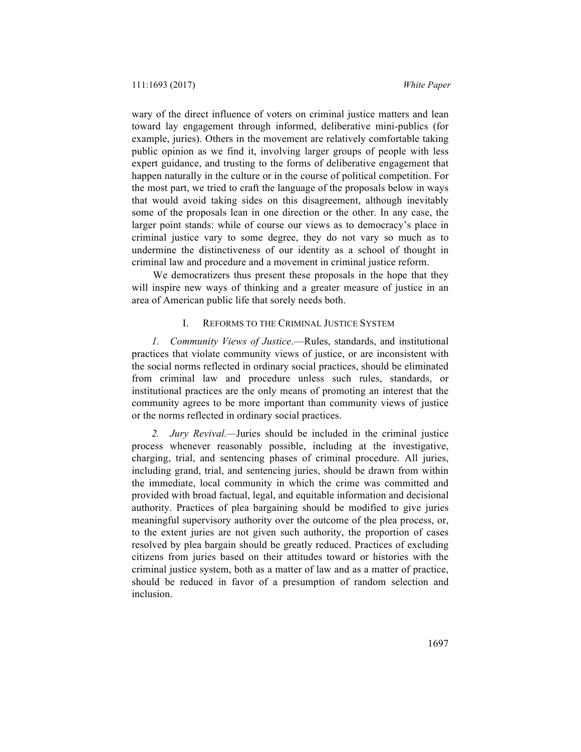wary of the direct influence of voters on criminal justice matters and lean toward lay engagement through informed, deliberative mini-publics (for example, juries). Others in the movement are relatively comfortable taking public opinion as we find it, involving larger groups of people with less expert guidance, and trusting to the forms of deliberative engagement that happen naturally in the culture or in the course of political competition. For the most part, we tried to craft the language of the proposals below in ways that would avoid taking sides on this disagreement, although inevitably some of the proposals lean in one direction or the other. In any case, the larger point stands: while of course our views as to democracy's place in criminal justice vary to some degree, they do not vary so much as to undermine the distinctiveness of our identity as a school of thought in criminal law and procedure and a movement in criminal justice reform.

We democratizers thus present these proposals in the hope that they will inspire new ways of thinking and a greater measure of justice in an area of American public life that sorely needs both.

## I. REFORMS TO THE CRIMINAL JUSTICE SYSTEM

*1. Community Views of Justice*.—Rules, standards, and institutional practices that violate community views of justice, or are inconsistent with the social norms reflected in ordinary social practices, should be eliminated from criminal law and procedure unless such rules, standards, or institutional practices are the only means of promoting an interest that the community agrees to be more important than community views of justice or the norms reflected in ordinary social practices.

*2. Jury Revival.*—Juries should be included in the criminal justice process whenever reasonably possible, including at the investigative, charging, trial, and sentencing phases of criminal procedure. All juries, including grand, trial, and sentencing juries, should be drawn from within the immediate, local community in which the crime was committed and provided with broad factual, legal, and equitable information and decisional authority. Practices of plea bargaining should be modified to give juries meaningful supervisory authority over the outcome of the plea process, or, to the extent juries are not given such authority, the proportion of cases resolved by plea bargain should be greatly reduced. Practices of excluding citizens from juries based on their attitudes toward or histories with the criminal justice system, both as a matter of law and as a matter of practice, should be reduced in favor of a presumption of random selection and inclusion.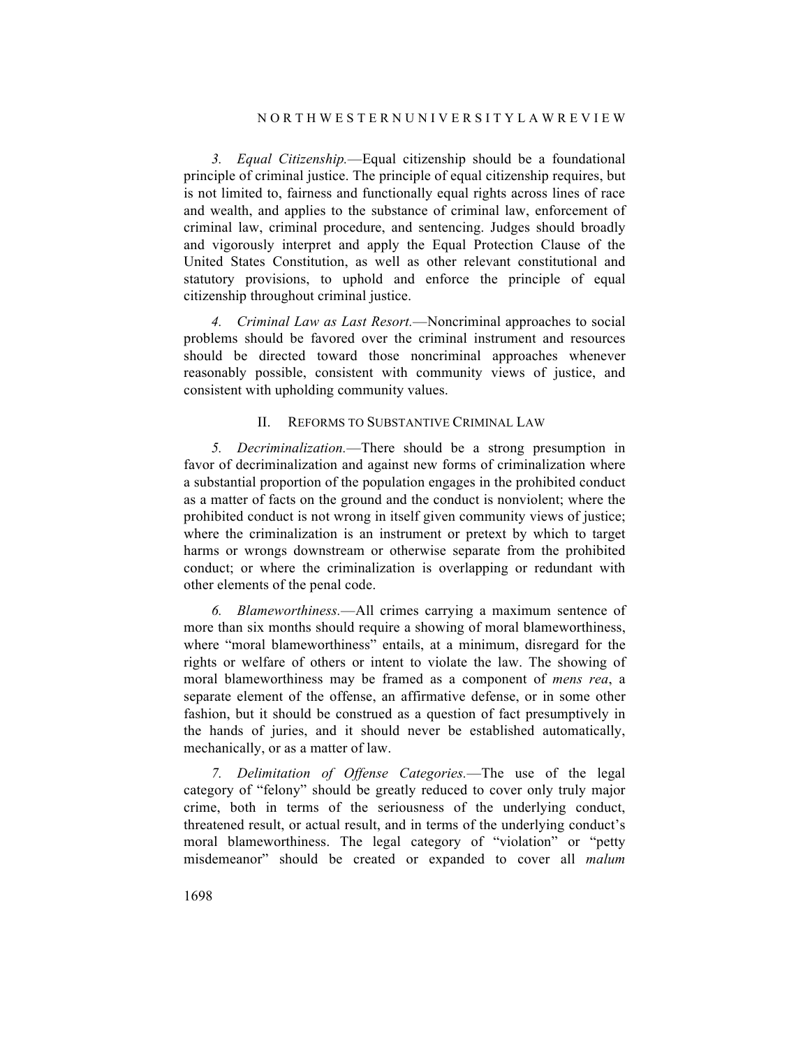*3. Equal Citizenship.*—Equal citizenship should be a foundational principle of criminal justice. The principle of equal citizenship requires, but is not limited to, fairness and functionally equal rights across lines of race and wealth, and applies to the substance of criminal law, enforcement of criminal law, criminal procedure, and sentencing. Judges should broadly and vigorously interpret and apply the Equal Protection Clause of the United States Constitution, as well as other relevant constitutional and statutory provisions, to uphold and enforce the principle of equal citizenship throughout criminal justice.

*4. Criminal Law as Last Resort.*—Noncriminal approaches to social problems should be favored over the criminal instrument and resources should be directed toward those noncriminal approaches whenever reasonably possible, consistent with community views of justice, and consistent with upholding community values.

## II. REFORMS TO SUBSTANTIVE CRIMINAL LAW

*5. Decriminalization.*—There should be a strong presumption in favor of decriminalization and against new forms of criminalization where a substantial proportion of the population engages in the prohibited conduct as a matter of facts on the ground and the conduct is nonviolent; where the prohibited conduct is not wrong in itself given community views of justice; where the criminalization is an instrument or pretext by which to target harms or wrongs downstream or otherwise separate from the prohibited conduct; or where the criminalization is overlapping or redundant with other elements of the penal code.

*6. Blameworthiness.*—All crimes carrying a maximum sentence of more than six months should require a showing of moral blameworthiness, where "moral blameworthiness" entails, at a minimum, disregard for the rights or welfare of others or intent to violate the law. The showing of moral blameworthiness may be framed as a component of *mens rea*, a separate element of the offense, an affirmative defense, or in some other fashion, but it should be construed as a question of fact presumptively in the hands of juries, and it should never be established automatically, mechanically, or as a matter of law.

*7. Delimitation of Offense Categories.*—The use of the legal category of "felony" should be greatly reduced to cover only truly major crime, both in terms of the seriousness of the underlying conduct, threatened result, or actual result, and in terms of the underlying conduct's moral blameworthiness. The legal category of "violation" or "petty misdemeanor" should be created or expanded to cover all *malum*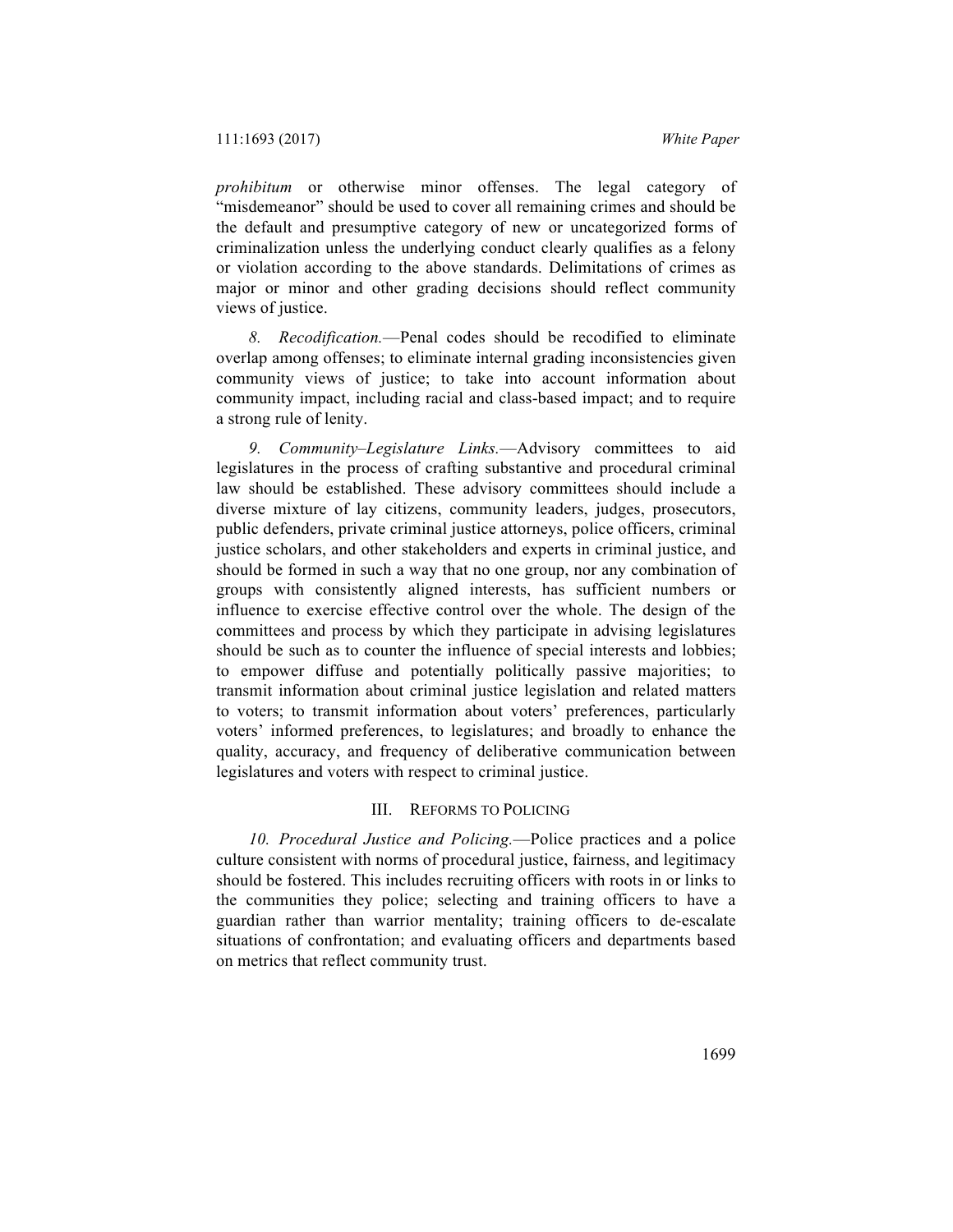*prohibitum* or otherwise minor offenses. The legal category of "misdemeanor" should be used to cover all remaining crimes and should be the default and presumptive category of new or uncategorized forms of criminalization unless the underlying conduct clearly qualifies as a felony or violation according to the above standards. Delimitations of crimes as major or minor and other grading decisions should reflect community views of justice.

*8. Recodification.*—Penal codes should be recodified to eliminate overlap among offenses; to eliminate internal grading inconsistencies given community views of justice; to take into account information about community impact, including racial and class-based impact; and to require a strong rule of lenity.

*9. Community–Legislature Links.*—Advisory committees to aid legislatures in the process of crafting substantive and procedural criminal law should be established. These advisory committees should include a diverse mixture of lay citizens, community leaders, judges, prosecutors, public defenders, private criminal justice attorneys, police officers, criminal justice scholars, and other stakeholders and experts in criminal justice, and should be formed in such a way that no one group, nor any combination of groups with consistently aligned interests, has sufficient numbers or influence to exercise effective control over the whole. The design of the committees and process by which they participate in advising legislatures should be such as to counter the influence of special interests and lobbies; to empower diffuse and potentially politically passive majorities; to transmit information about criminal justice legislation and related matters to voters; to transmit information about voters' preferences, particularly voters' informed preferences, to legislatures; and broadly to enhance the quality, accuracy, and frequency of deliberative communication between legislatures and voters with respect to criminal justice.

## III. Reforms to Policing

*10. Procedural Justice and Policing.*—Police practices and a police culture consistent with norms of procedural justice, fairness, and legitimacy should be fostered. This includes recruiting officers with roots in or links to the communities they police; selecting and training officers to have a guardian rather than warrior mentality; training officers to de-escalate situations of confrontation; and evaluating officers and departments based on metrics that reflect community trust.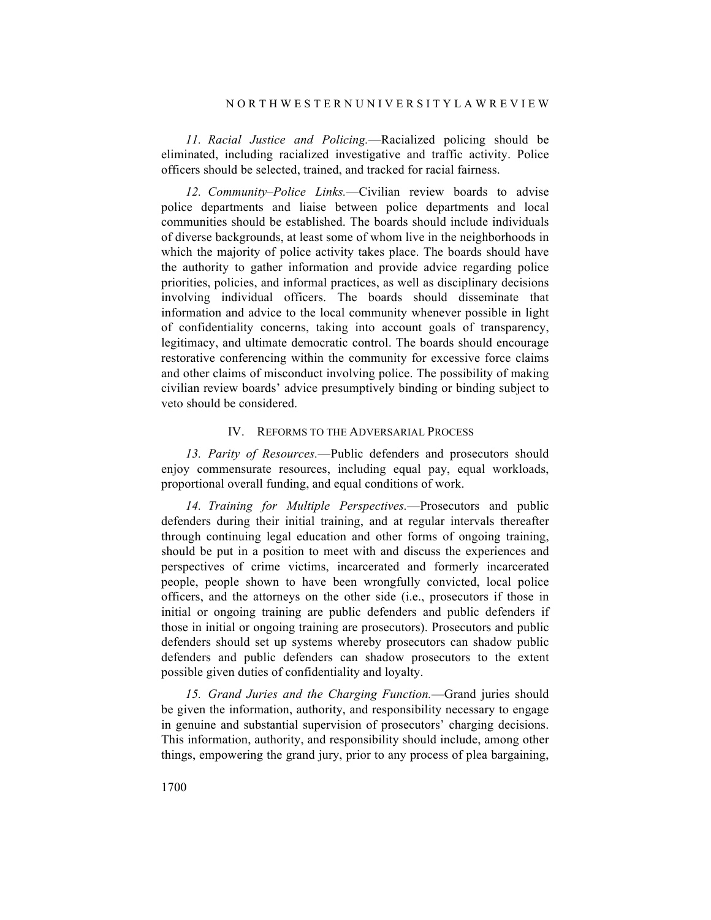*11. Racial Justice and Policing.*—Racialized policing should be eliminated, including racialized investigative and traffic activity. Police officers should be selected, trained, and tracked for racial fairness.

*12. Community–Police Links.*—Civilian review boards to advise police departments and liaise between police departments and local communities should be established. The boards should include individuals of diverse backgrounds, at least some of whom live in the neighborhoods in which the majority of police activity takes place. The boards should have the authority to gather information and provide advice regarding police priorities, policies, and informal practices, as well as disciplinary decisions involving individual officers. The boards should disseminate that information and advice to the local community whenever possible in light of confidentiality concerns, taking into account goals of transparency, legitimacy, and ultimate democratic control. The boards should encourage restorative conferencing within the community for excessive force claims and other claims of misconduct involving police. The possibility of making civilian review boards' advice presumptively binding or binding subject to veto should be considered.

## IV. Reforms to the Adversarial Process

*13. Parity of Resources.*—Public defenders and prosecutors should enjoy commensurate resources, including equal pay, equal workloads, proportional overall funding, and equal conditions of work.

*14. Training for Multiple Perspectives.*—Prosecutors and public defenders during their initial training, and at regular intervals thereafter through continuing legal education and other forms of ongoing training, should be put in a position to meet with and discuss the experiences and perspectives of crime victims, incarcerated and formerly incarcerated people, people shown to have been wrongfully convicted, local police officers, and the attorneys on the other side (i.e., prosecutors if those in initial or ongoing training are public defenders and public defenders if those in initial or ongoing training are prosecutors). Prosecutors and public defenders should set up systems whereby prosecutors can shadow public defenders and public defenders can shadow prosecutors to the extent possible given duties of confidentiality and loyalty.

*15. Grand Juries and the Charging Function.*—Grand juries should be given the information, authority, and responsibility necessary to engage in genuine and substantial supervision of prosecutors' charging decisions. This information, authority, and responsibility should include, among other things, empowering the grand jury, prior to any process of plea bargaining,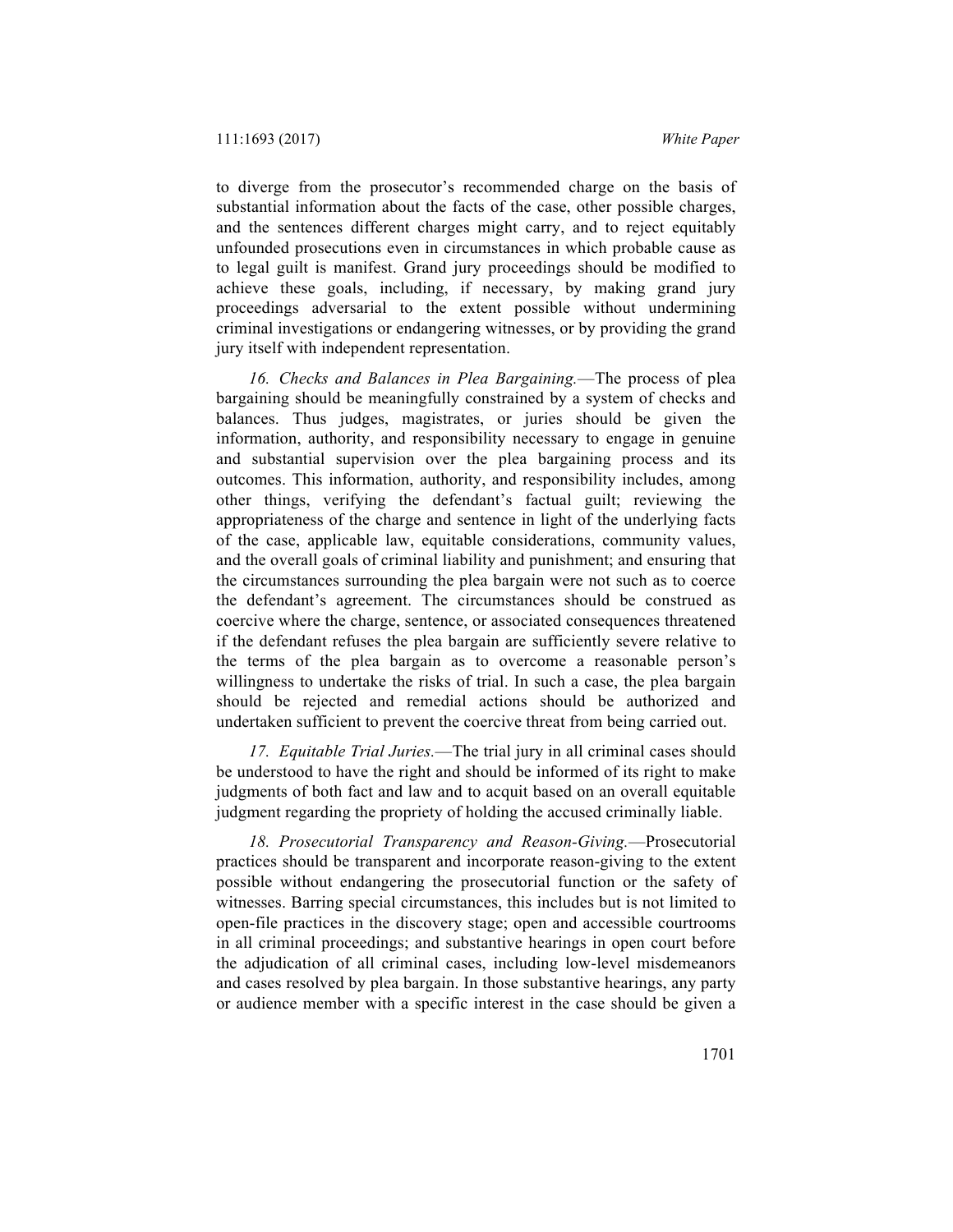to diverge from the prosecutor's recommended charge on the basis of substantial information about the facts of the case, other possible charges, and the sentences different charges might carry, and to reject equitably unfounded prosecutions even in circumstances in which probable cause as to legal guilt is manifest. Grand jury proceedings should be modified to achieve these goals, including, if necessary, by making grand jury proceedings adversarial to the extent possible without undermining criminal investigations or endangering witnesses, or by providing the grand jury itself with independent representation.

*16. Checks and Balances in Plea Bargaining.*—The process of plea bargaining should be meaningfully constrained by a system of checks and balances. Thus judges, magistrates, or juries should be given the information, authority, and responsibility necessary to engage in genuine and substantial supervision over the plea bargaining process and its outcomes. This information, authority, and responsibility includes, among other things, verifying the defendant's factual guilt; reviewing the appropriateness of the charge and sentence in light of the underlying facts of the case, applicable law, equitable considerations, community values, and the overall goals of criminal liability and punishment; and ensuring that the circumstances surrounding the plea bargain were not such as to coerce the defendant's agreement. The circumstances should be construed as coercive where the charge, sentence, or associated consequences threatened if the defendant refuses the plea bargain are sufficiently severe relative to the terms of the plea bargain as to overcome a reasonable person's willingness to undertake the risks of trial. In such a case, the plea bargain should be rejected and remedial actions should be authorized and undertaken sufficient to prevent the coercive threat from being carried out.

*17. Equitable Trial Juries.*—The trial jury in all criminal cases should be understood to have the right and should be informed of its right to make judgments of both fact and law and to acquit based on an overall equitable judgment regarding the propriety of holding the accused criminally liable.

*18. Prosecutorial Transparency and Reason-Giving.*—Prosecutorial practices should be transparent and incorporate reason-giving to the extent possible without endangering the prosecutorial function or the safety of witnesses. Barring special circumstances, this includes but is not limited to open-file practices in the discovery stage; open and accessible courtrooms in all criminal proceedings; and substantive hearings in open court before the adjudication of all criminal cases, including low-level misdemeanors and cases resolved by plea bargain. In those substantive hearings, any party or audience member with a specific interest in the case should be given a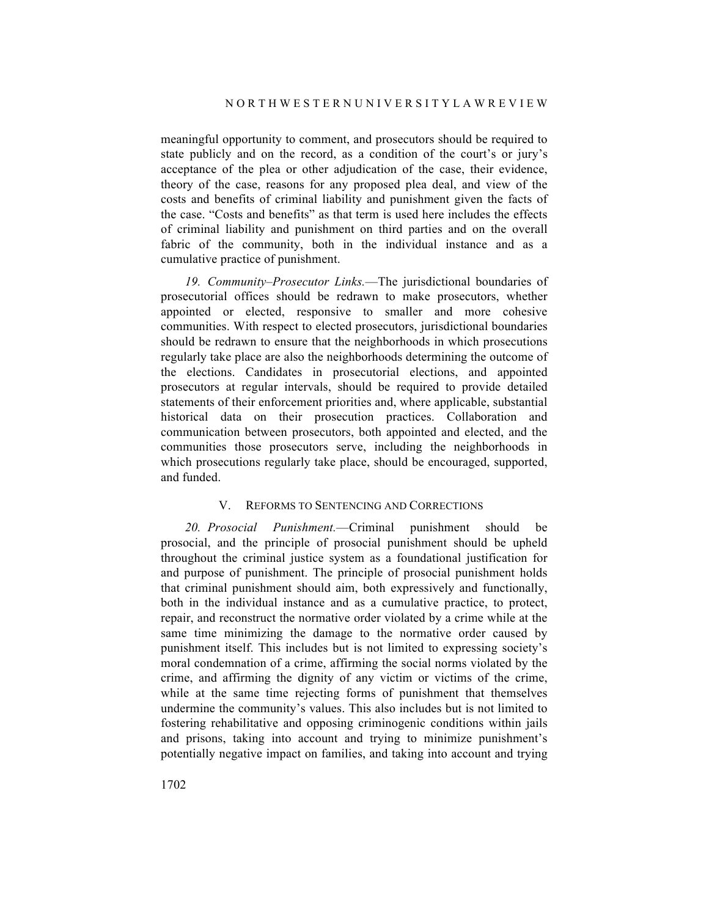meaningful opportunity to comment, and prosecutors should be required to state publicly and on the record, as a condition of the court's or jury's acceptance of the plea or other adjudication of the case, their evidence, theory of the case, reasons for any proposed plea deal, and view of the costs and benefits of criminal liability and punishment given the facts of the case. "Costs and benefits" as that term is used here includes the effects of criminal liability and punishment on third parties and on the overall fabric of the community, both in the individual instance and as a cumulative practice of punishment.

*19. Community–Prosecutor Links.*—The jurisdictional boundaries of prosecutorial offices should be redrawn to make prosecutors, whether appointed or elected, responsive to smaller and more cohesive communities. With respect to elected prosecutors, jurisdictional boundaries should be redrawn to ensure that the neighborhoods in which prosecutions regularly take place are also the neighborhoods determining the outcome of the elections. Candidates in prosecutorial elections, and appointed prosecutors at regular intervals, should be required to provide detailed statements of their enforcement priorities and, where applicable, substantial historical data on their prosecution practices. Collaboration and communication between prosecutors, both appointed and elected, and the communities those prosecutors serve, including the neighborhoods in which prosecutions regularly take place, should be encouraged, supported, and funded.

## V. Reforms to Sentencing and Corrections

*20. Prosocial Punishment.*—Criminal punishment should be prosocial, and the principle of prosocial punishment should be upheld throughout the criminal justice system as a foundational justification for and purpose of punishment. The principle of prosocial punishment holds that criminal punishment should aim, both expressively and functionally, both in the individual instance and as a cumulative practice, to protect, repair, and reconstruct the normative order violated by a crime while at the same time minimizing the damage to the normative order caused by punishment itself. This includes but is not limited to expressing society's moral condemnation of a crime, affirming the social norms violated by the crime, and affirming the dignity of any victim or victims of the crime, while at the same time rejecting forms of punishment that themselves undermine the community's values. This also includes but is not limited to fostering rehabilitative and opposing criminogenic conditions within jails and prisons, taking into account and trying to minimize punishment's potentially negative impact on families, and taking into account and trying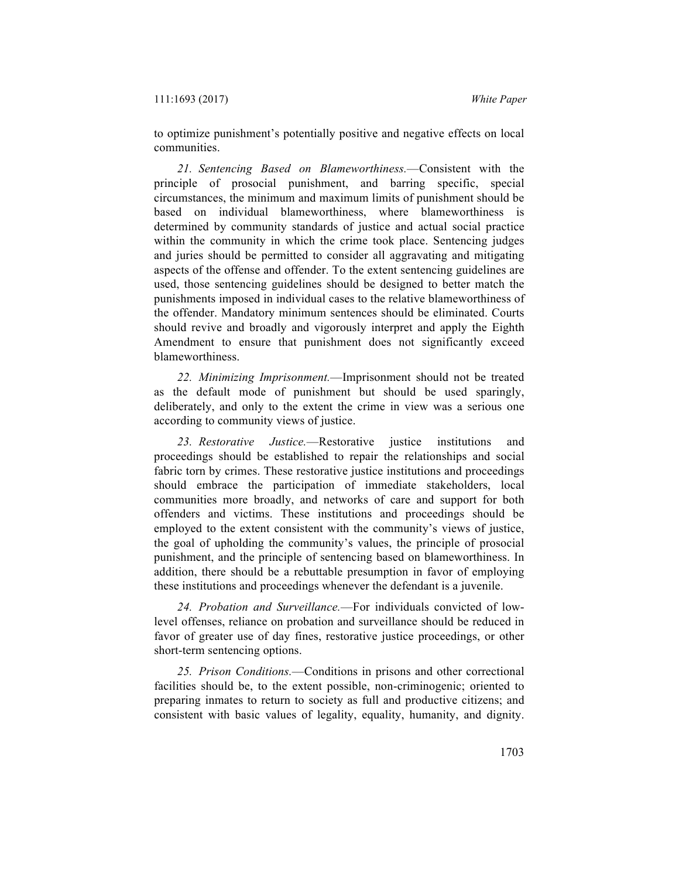to optimize punishment's potentially positive and negative effects on local communities.

*21. Sentencing Based on Blameworthiness.*—Consistent with the principle of prosocial punishment, and barring specific, special circumstances, the minimum and maximum limits of punishment should be based on individual blameworthiness, where blameworthiness is determined by community standards of justice and actual social practice within the community in which the crime took place. Sentencing judges and juries should be permitted to consider all aggravating and mitigating aspects of the offense and offender. To the extent sentencing guidelines are used, those sentencing guidelines should be designed to better match the punishments imposed in individual cases to the relative blameworthiness of the offender. Mandatory minimum sentences should be eliminated. Courts should revive and broadly and vigorously interpret and apply the Eighth Amendment to ensure that punishment does not significantly exceed blameworthiness.

*22. Minimizing Imprisonment.*—Imprisonment should not be treated as the default mode of punishment but should be used sparingly, deliberately, and only to the extent the crime in view was a serious one according to community views of justice.

*23. Restorative Justice.*—Restorative justice institutions and proceedings should be established to repair the relationships and social fabric torn by crimes. These restorative justice institutions and proceedings should embrace the participation of immediate stakeholders, local communities more broadly, and networks of care and support for both offenders and victims. These institutions and proceedings should be employed to the extent consistent with the community's views of justice, the goal of upholding the community's values, the principle of prosocial punishment, and the principle of sentencing based on blameworthiness. In addition, there should be a rebuttable presumption in favor of employing these institutions and proceedings whenever the defendant is a juvenile.

*24. Probation and Surveillance.*—For individuals convicted of low-level offenses, reliance on probation and surveillance should be reduced in favor of greater use of day fines, restorative justice proceedings, or other short-term sentencing options.

*25. Prison Conditions.*—Conditions in prisons and other correctional facilities should be, to the extent possible, non-criminogenic; oriented to preparing inmates to return to society as full and productive citizens; and consistent with basic values of legality, equality, humanity, and dignity.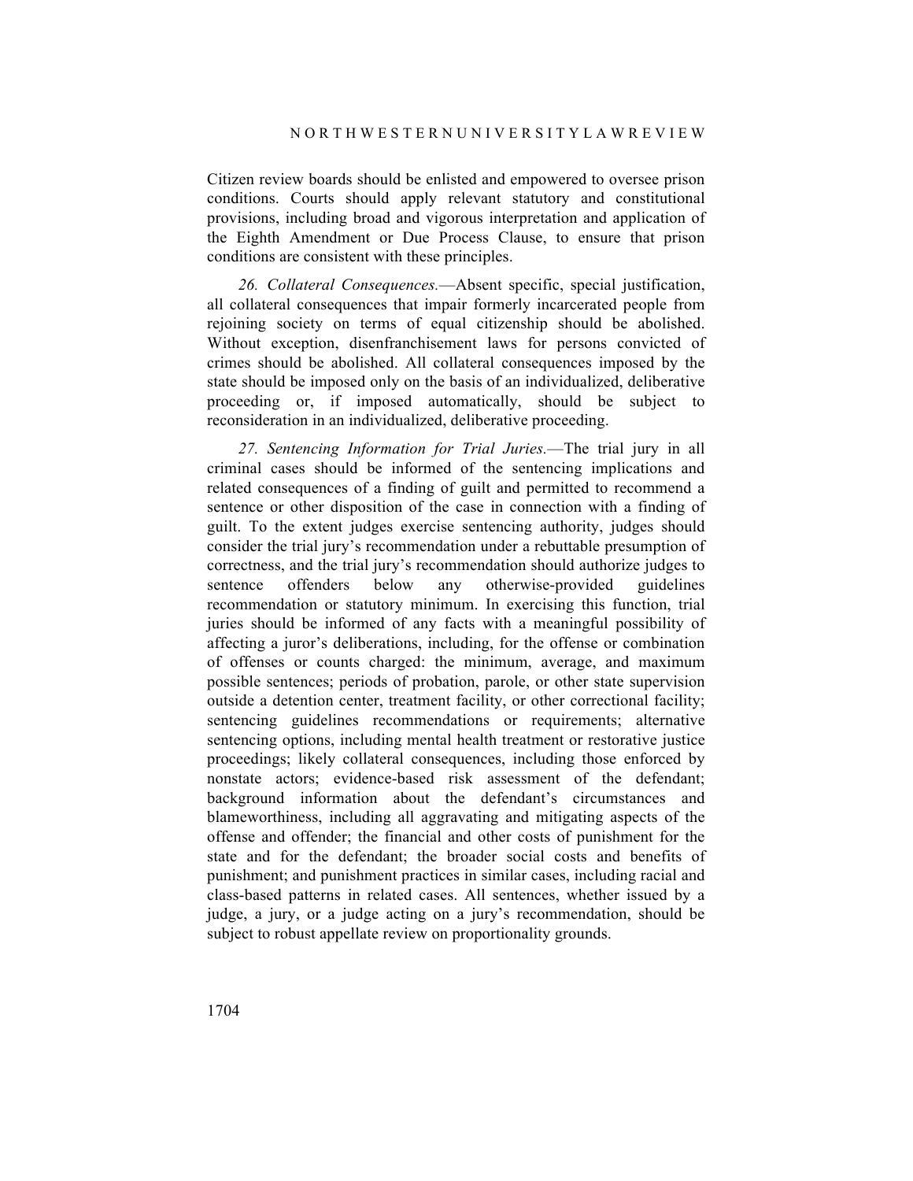Citizen review boards should be enlisted and empowered to oversee prison conditions. Courts should apply relevant statutory and constitutional provisions, including broad and vigorous interpretation and application of the Eighth Amendment or Due Process Clause, to ensure that prison conditions are consistent with these principles.

*26. Collateral Consequences.*—Absent specific, special justification, all collateral consequences that impair formerly incarcerated people from rejoining society on terms of equal citizenship should be abolished. Without exception, disenfranchisement laws for persons convicted of crimes should be abolished. All collateral consequences imposed by the state should be imposed only on the basis of an individualized, deliberative proceeding or, if imposed automatically, should be subject to reconsideration in an individualized, deliberative proceeding.

*27. Sentencing Information for Trial Juries.*—The trial jury in all criminal cases should be informed of the sentencing implications and related consequences of a finding of guilt and permitted to recommend a sentence or other disposition of the case in connection with a finding of guilt. To the extent judges exercise sentencing authority, judges should consider the trial jury's recommendation under a rebuttable presumption of correctness, and the trial jury's recommendation should authorize judges to sentence offenders below any otherwise-provided guidelines recommendation or statutory minimum. In exercising this function, trial juries should be informed of any facts with a meaningful possibility of affecting a juror's deliberations, including, for the offense or combination of offenses or counts charged: the minimum, average, and maximum possible sentences; periods of probation, parole, or other state supervision outside a detention center, treatment facility, or other correctional facility; sentencing guidelines recommendations or requirements; alternative sentencing options, including mental health treatment or restorative justice proceedings; likely collateral consequences, including those enforced by nonstate actors; evidence-based risk assessment of the defendant; background information about the defendant's circumstances and blameworthiness, including all aggravating and mitigating aspects of the offense and offender; the financial and other costs of punishment for the state and for the defendant; the broader social costs and benefits of punishment; and punishment practices in similar cases, including racial and class-based patterns in related cases. All sentences, whether issued by a judge, a jury, or a judge acting on a jury's recommendation, should be subject to robust appellate review on proportionality grounds.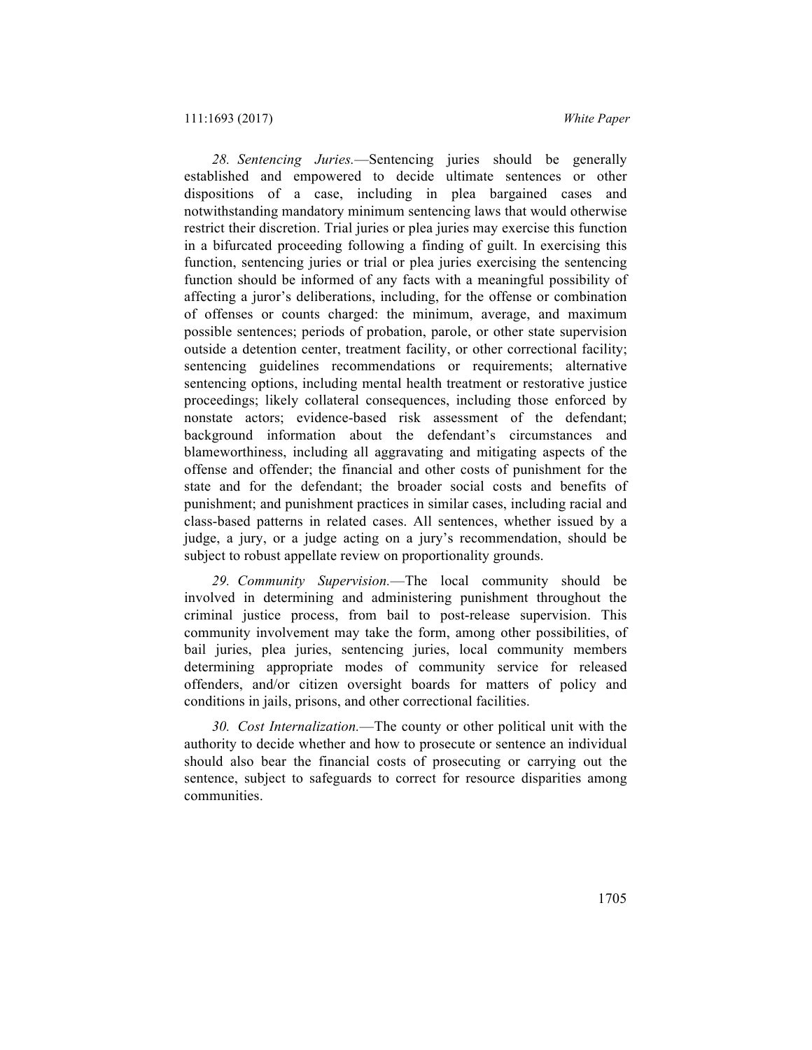*28. Sentencing Juries.*—Sentencing juries should be generally established and empowered to decide ultimate sentences or other dispositions of a case, including in plea bargained cases and notwithstanding mandatory minimum sentencing laws that would otherwise restrict their discretion. Trial juries or plea juries may exercise this function in a bifurcated proceeding following a finding of guilt. In exercising this function, sentencing juries or trial or plea juries exercising the sentencing function should be informed of any facts with a meaningful possibility of affecting a juror's deliberations, including, for the offense or combination of offenses or counts charged: the minimum, average, and maximum possible sentences; periods of probation, parole, or other state supervision outside a detention center, treatment facility, or other correctional facility; sentencing guidelines recommendations or requirements; alternative sentencing options, including mental health treatment or restorative justice proceedings; likely collateral consequences, including those enforced by nonstate actors; evidence-based risk assessment of the defendant; background information about the defendant's circumstances and blameworthiness, including all aggravating and mitigating aspects of the offense and offender; the financial and other costs of punishment for the state and for the defendant; the broader social costs and benefits of punishment; and punishment practices in similar cases, including racial and class-based patterns in related cases. All sentences, whether issued by a judge, a jury, or a judge acting on a jury's recommendation, should be subject to robust appellate review on proportionality grounds.

*29. Community Supervision.*—The local community should be involved in determining and administering punishment throughout the criminal justice process, from bail to post-release supervision. This community involvement may take the form, among other possibilities, of bail juries, plea juries, sentencing juries, local community members determining appropriate modes of community service for released offenders, and/or citizen oversight boards for matters of policy and conditions in jails, prisons, and other correctional facilities.

*30. Cost Internalization.*—The county or other political unit with the authority to decide whether and how to prosecute or sentence an individual should also bear the financial costs of prosecuting or carrying out the sentence, subject to safeguards to correct for resource disparities among communities.